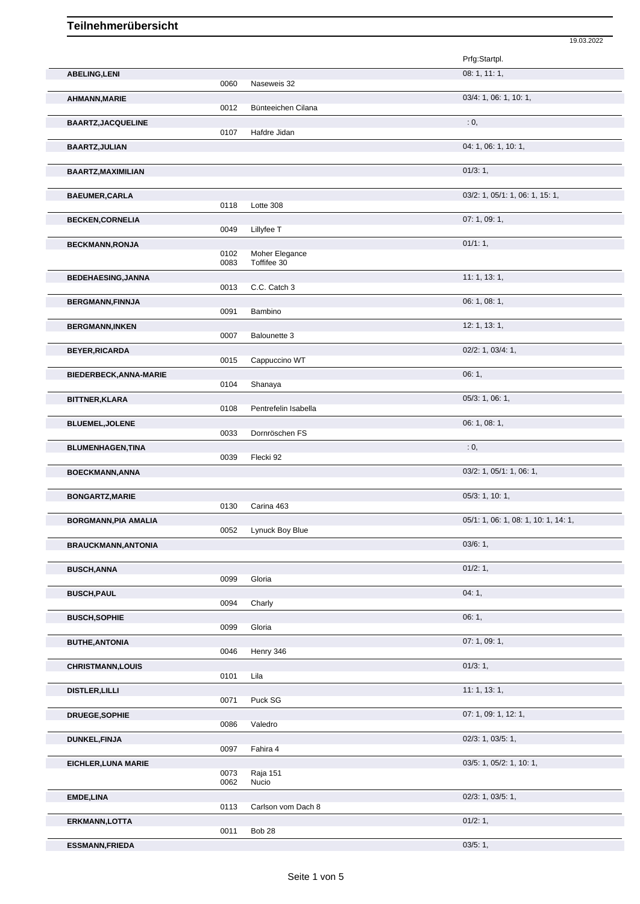# Teilnehmerübersicht

19.03.2022

| Name | Nr. | Pferd | Prfg:Startpl. |
|---|---|---|---|
| ABELING,LENI | | | 08: 1, 11: 1, |
| | 0060 | Naseweis 32 | |
| AHMANN,MARIE | | | 03/4: 1, 06: 1, 10: 1, |
| | 0012 | Bünteeichen Cilana | |
| BAARTZ,JACQUELINE | | | : 0, |
| | 0107 | Hafdre Jidan | |
| BAARTZ,JULIAN | | | 04: 1, 06: 1, 10: 1, |
| BAARTZ,MAXIMILIAN | | | 01/3: 1, |
| BAEUMER,CARLA | | | 03/2: 1, 05/1: 1, 06: 1, 15: 1, |
| | 0118 | Lotte 308 | |
| BECKEN,CORNELIA | | | 07: 1, 09: 1, |
| | 0049 | Lillyfee T | |
| BECKMANN,RONJA | | | 01/1: 1, |
| | 0102 | Moher Elegance | |
| | 0083 | Toffifee 30 | |
| BEDEHAESING,JANNA | | | 11: 1, 13: 1, |
| | 0013 | C.C. Catch 3 | |
| BERGMANN,FINNJA | | | 06: 1, 08: 1, |
| | 0091 | Bambino | |
| BERGMANN,INKEN | | | 12: 1, 13: 1, |
| | 0007 | Balounette 3 | |
| BEYER,RICARDA | | | 02/2: 1, 03/4: 1, |
| | 0015 | Cappuccino WT | |
| BIEDERBECK,ANNA-MARIE | | | 06: 1, |
| | 0104 | Shanaya | |
| BITTNER,KLARA | | | 05/3: 1, 06: 1, |
| | 0108 | Pentrefelin Isabella | |
| BLUEMEL,JOLENE | | | 06: 1, 08: 1, |
| | 0033 | Dornröschen FS | |
| BLUMENHAGEN,TINA | | | : 0, |
| | 0039 | Flecki 92 | |
| BOECKMANN,ANNA | | | 03/2: 1, 05/1: 1, 06: 1, |
| BONGARTZ,MARIE | | | 05/3: 1, 10: 1, |
| | 0130 | Carina 463 | |
| BORGMANN,PIA AMALIA | | | 05/1: 1, 06: 1, 08: 1, 10: 1, 14: 1, |
| | 0052 | Lynuck Boy Blue | |
| BRAUCKMANN,ANTONIA | | | 03/6: 1, |
| BUSCH,ANNA | | | 01/2: 1, |
| | 0099 | Gloria | |
| BUSCH,PAUL | | | 04: 1, |
| | 0094 | Charly | |
| BUSCH,SOPHIE | | | 06: 1, |
| | 0099 | Gloria | |
| BUTHE,ANTONIA | | | 07: 1, 09: 1, |
| | 0046 | Henry 346 | |
| CHRISTMANN,LOUIS | | | 01/3: 1, |
| | 0101 | Lila | |
| DISTLER,LILLI | | | 11: 1, 13: 1, |
| | 0071 | Puck SG | |
| DRUEGE,SOPHIE | | | 07: 1, 09: 1, 12: 1, |
| | 0086 | Valedro | |
| DUNKEL,FINJA | | | 02/3: 1, 03/5: 1, |
| | 0097 | Fahira 4 | |
| EICHLER,LUNA MARIE | | | 03/5: 1, 05/2: 1, 10: 1, |
| | 0073 | Raja 151 | |
| | 0062 | Nucio | |
| EMDE,LINA | | | 02/3: 1, 03/5: 1, |
| | 0113 | Carlson vom Dach 8 | |
| ERKMANN,LOTTA | | | 01/2: 1, |
| | 0011 | Bob 28 | |
| ESSMANN,FRIEDA | | | 03/5: 1, |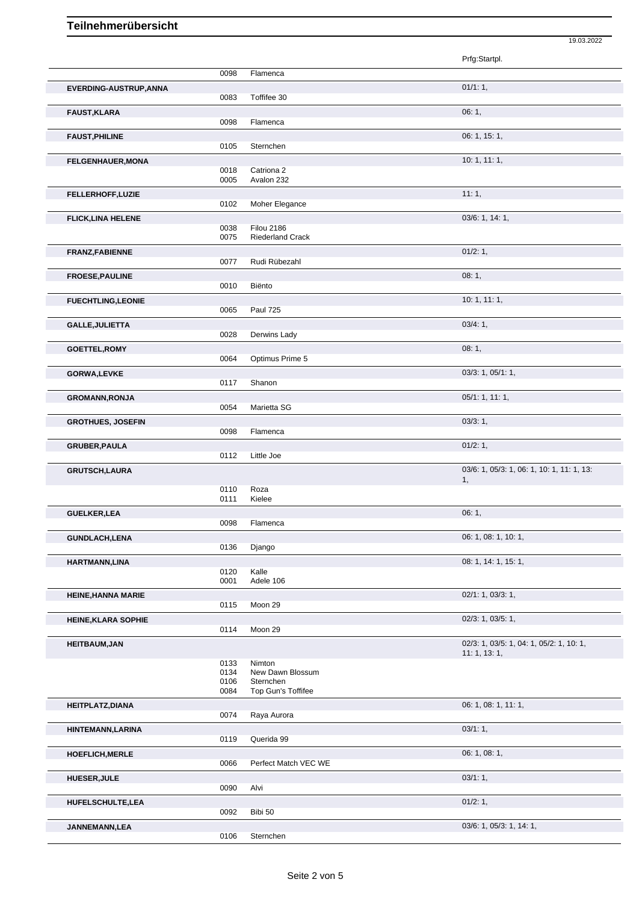# Teilnehmerübersicht

19.03.2022

| Name | Nr. | Pferd | Prfg:Startpl. |
|---|---|---|---|
| | 0098 | Flamenca | |
| **EVERDING-AUSTRUP,ANNA** | | | 01/1: 1, |
| | 0083 | Toffifee 30 | |
| **FAUST,KLARA** | | | 06: 1, |
| | 0098 | Flamenca | |
| **FAUST,PHILINE** | | | 06: 1, 15: 1, |
| | 0105 | Sternchen | |
| **FELGENHAUER,MONA** | | | 10: 1, 11: 1, |
| | 0018 | Catriona 2 | |
| | 0005 | Avalon 232 | |
| **FELLERHOFF,LUZIE** | | | 11: 1, |
| | 0102 | Moher Elegance | |
| **FLICK,LINA HELENE** | | | 03/6: 1, 14: 1, |
| | 0038 | Filou 2186 | |
| | 0075 | Riederland Crack | |
| **FRANZ,FABIENNE** | | | 01/2: 1, |
| | 0077 | Rudi Rübezahl | |
| **FROESE,PAULINE** | | | 08: 1, |
| | 0010 | Biënto | |
| **FUECHTLING,LEONIE** | | | 10: 1, 11: 1, |
| | 0065 | Paul 725 | |
| **GALLE,JULIETTA** | | | 03/4: 1, |
| | 0028 | Derwins Lady | |
| **GOETTEL,ROMY** | | | 08: 1, |
| | 0064 | Optimus Prime 5 | |
| **GORWA,LEVKE** | | | 03/3: 1, 05/1: 1, |
| | 0117 | Shanon | |
| **GROMANN,RONJA** | | | 05/1: 1, 11: 1, |
| | 0054 | Marietta SG | |
| **GROTHUES, JOSEFIN** | | | 03/3: 1, |
| | 0098 | Flamenca | |
| **GRUBER,PAULA** | | | 01/2: 1, |
| | 0112 | Little Joe | |
| **GRUTSCH,LAURA** | | | 03/6: 1, 05/3: 1, 06: 1, 10: 1, 11: 1, 13: 1, |
| | 0110 | Roza | |
| | 0111 | Kielee | |
| **GUELKER,LEA** | | | 06: 1, |
| | 0098 | Flamenca | |
| **GUNDLACH,LENA** | | | 06: 1, 08: 1, 10: 1, |
| | 0136 | Django | |
| **HARTMANN,LINA** | | | 08: 1, 14: 1, 15: 1, |
| | 0120 | Kalle | |
| | 0001 | Adele 106 | |
| **HEINE,HANNA MARIE** | | | 02/1: 1, 03/3: 1, |
| | 0115 | Moon 29 | |
| **HEINE,KLARA SOPHIE** | | | 02/3: 1, 03/5: 1, |
| | 0114 | Moon 29 | |
| **HEITBAUM,JAN** | | | 02/3: 1, 03/5: 1, 04: 1, 05/2: 1, 10: 1, 11: 1, 13: 1, |
| | 0133 | Nimton | |
| | 0134 | New Dawn Blossum | |
| | 0106 | Sternchen | |
| | 0084 | Top Gun's Toffifee | |
| **HEITPLATZ,DIANA** | | | 06: 1, 08: 1, 11: 1, |
| | 0074 | Raya Aurora | |
| **HINTEMANN,LARINA** | | | 03/1: 1, |
| | 0119 | Querida 99 | |
| **HOEFLICH,MERLE** | | | 06: 1, 08: 1, |
| | 0066 | Perfect Match VEC WE | |
| **HUESER,JULE** | | | 03/1: 1, |
| | 0090 | Alvi | |
| **HUFELSCHULTE,LEA** | | | 01/2: 1, |
| | 0092 | Bibi 50 | |
| **JANNEMANN,LEA** | | | 03/6: 1, 05/3: 1, 14: 1, |
| | 0106 | Sternchen | |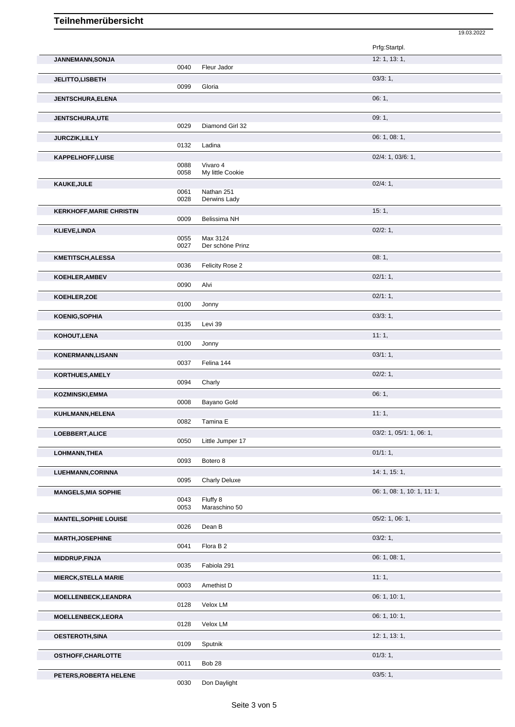# Teilnehmerübersicht

19.03.2022

| Teilnehmer | Nr. | Pferd | Prfg:Startpl. |
|---|---|---|---|
| **JANNEMANN,SONJA** | | | 12: 1, 13: 1, |
| | 0040 | Fleur Jador | |
| **JELITTO,LISBETH** | | | 03/3: 1, |
| | 0099 | Gloria | |
| **JENTSCHURA,ELENA** | | | 06: 1, |
| **JENTSCHURA,UTE** | | | 09: 1, |
| | 0029 | Diamond Girl 32 | |
| **JURCZIK,LILLY** | | | 06: 1, 08: 1, |
| | 0132 | Ladina | |
| **KAPPELHOFF,LUISE** | | | 02/4: 1, 03/6: 1, |
| | 0088 | Vivaro 4 | |
| | 0058 | My little Cookie | |
| **KAUKE,JULE** | | | 02/4: 1, |
| | 0061 | Nathan 251 | |
| | 0028 | Derwins Lady | |
| **KERKHOFF,MARIE CHRISTIN** | | | 15: 1, |
| | 0009 | Belissima NH | |
| **KLIEVE,LINDA** | | | 02/2: 1, |
| | 0055 | Max 3124 | |
| | 0027 | Der schöne Prinz | |
| **KMETITSCH,ALESSA** | | | 08: 1, |
| | 0036 | Felicity Rose 2 | |
| **KOEHLER,AMBEV** | | | 02/1: 1, |
| | 0090 | Alvi | |
| **KOEHLER,ZOE** | | | 02/1: 1, |
| | 0100 | Jonny | |
| **KOENIG,SOPHIA** | | | 03/3: 1, |
| | 0135 | Levi 39 | |
| **KOHOUT,LENA** | | | 11: 1, |
| | 0100 | Jonny | |
| **KONERMANN,LISANN** | | | 03/1: 1, |
| | 0037 | Felina 144 | |
| **KORTHUES,AMELY** | | | 02/2: 1, |
| | 0094 | Charly | |
| **KOZMINSKI,EMMA** | | | 06: 1, |
| | 0008 | Bayano Gold | |
| **KUHLMANN,HELENA** | | | 11: 1, |
| | 0082 | Tamina E | |
| **LOEBBERT,ALICE** | | | 03/2: 1, 05/1: 1, 06: 1, |
| | 0050 | Little Jumper 17 | |
| **LOHMANN,THEA** | | | 01/1: 1, |
| | 0093 | Botero 8 | |
| **LUEHMANN,CORINNA** | | | 14: 1, 15: 1, |
| | 0095 | Charly Deluxe | |
| **MANGELS,MIA SOPHIE** | | | 06: 1, 08: 1, 10: 1, 11: 1, |
| | 0043 | Fluffy 8 | |
| | 0053 | Maraschino 50 | |
| **MANTEL,SOPHIE LOUISE** | | | 05/2: 1, 06: 1, |
| | 0026 | Dean B | |
| **MARTH,JOSEPHINE** | | | 03/2: 1, |
| | 0041 | Flora B 2 | |
| **MIDDRUP,FINJA** | | | 06: 1, 08: 1, |
| | 0035 | Fabiola 291 | |
| **MIERCK,STELLA MARIE** | | | 11: 1, |
| | 0003 | Amethist D | |
| **MOELLENBECK,LEANDRA** | | | 06: 1, 10: 1, |
| | 0128 | Velox LM | |
| **MOELLENBECK,LEORA** | | | 06: 1, 10: 1, |
| | 0128 | Velox LM | |
| **OESTEROTH,SINA** | | | 12: 1, 13: 1, |
| | 0109 | Sputnik | |
| **OSTHOFF,CHARLOTTE** | | | 01/3: 1, |
| | 0011 | Bob 28 | |
| **PETERS,ROBERTA HELENE** | | | 03/5: 1, |
| | 0030 | Don Daylight | |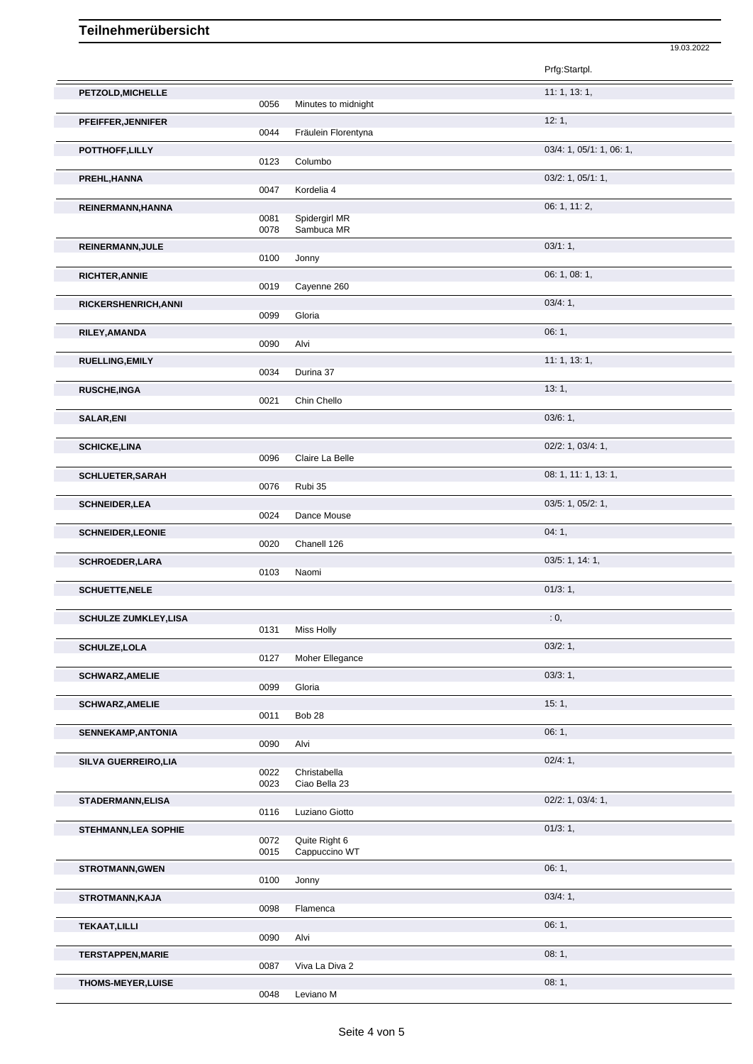# Teilnehmerübersicht

19.03.2022

| Name | Nr. | Pferd | Prfg:Startpl. |
|---|---|---|---|
| PETZOLD,MICHELLE | 0056 | Minutes to midnight | 11: 1, 13: 1, |
| PFEIFFER,JENNIFER | 0044 | Fräulein Florentyna | 12: 1, |
| POTTHOFF,LILLY | 0123 | Columbo | 03/4: 1, 05/1: 1, 06: 1, |
| PREHL,HANNA | 0047 | Kordelia 4 | 03/2: 1, 05/1: 1, |
| REINERMANN,HANNA | 0081 | Spidergirl MR | 06: 1, 11: 2, |
| | 0078 | Sambuca MR | |
| REINERMANN,JULE | 0100 | Jonny | 03/1: 1, |
| RICHTER,ANNIE | 0019 | Cayenne 260 | 06: 1, 08: 1, |
| RICKERSHENRICH,ANNI | 0099 | Gloria | 03/4: 1, |
| RILEY,AMANDA | 0090 | Alvi | 06: 1, |
| RUELLING,EMILY | 0034 | Durina 37 | 11: 1, 13: 1, |
| RUSCHE,INGA | 0021 | Chin Chello | 13: 1, |
| SALAR,ENI | | | 03/6: 1, |
| SCHICKE,LINA | 0096 | Claire La Belle | 02/2: 1, 03/4: 1, |
| SCHLUETER,SARAH | 0076 | Rubi 35 | 08: 1, 11: 1, 13: 1, |
| SCHNEIDER,LEA | 0024 | Dance Mouse | 03/5: 1, 05/2: 1, |
| SCHNEIDER,LEONIE | 0020 | Chanell 126 | 04: 1, |
| SCHROEDER,LARA | 0103 | Naomi | 03/5: 1, 14: 1, |
| SCHUETTE,NELE | | | 01/3: 1, |
| SCHULZE ZUMKLEY,LISA | 0131 | Miss Holly | : 0, |
| SCHULZE,LOLA | 0127 | Moher Ellegance | 03/2: 1, |
| SCHWARZ,AMELIE | 0099 | Gloria | 03/3: 1, |
| SCHWARZ,AMELIE | 0011 | Bob 28 | 15: 1, |
| SENNEKAMP,ANTONIA | 0090 | Alvi | 06: 1, |
| SILVA GUERREIRO,LIA | 0022 | Christabella | 02/4: 1, |
| | 0023 | Ciao Bella 23 | |
| STADERMANN,ELISA | 0116 | Luziano Giotto | 02/2: 1, 03/4: 1, |
| STEHMANN,LEA SOPHIE | 0072 | Quite Right 6 | 01/3: 1, |
| | 0015 | Cappuccino WT | |
| STROTMANN,GWEN | 0100 | Jonny | 06: 1, |
| STROTMANN,KAJA | 0098 | Flamenca | 03/4: 1, |
| TEKAAT,LILLI | 0090 | Alvi | 06: 1, |
| TERSTAPPEN,MARIE | 0087 | Viva La Diva 2 | 08: 1, |
| THOMS-MEYER,LUISE | 0048 | Leviano M | 08: 1, |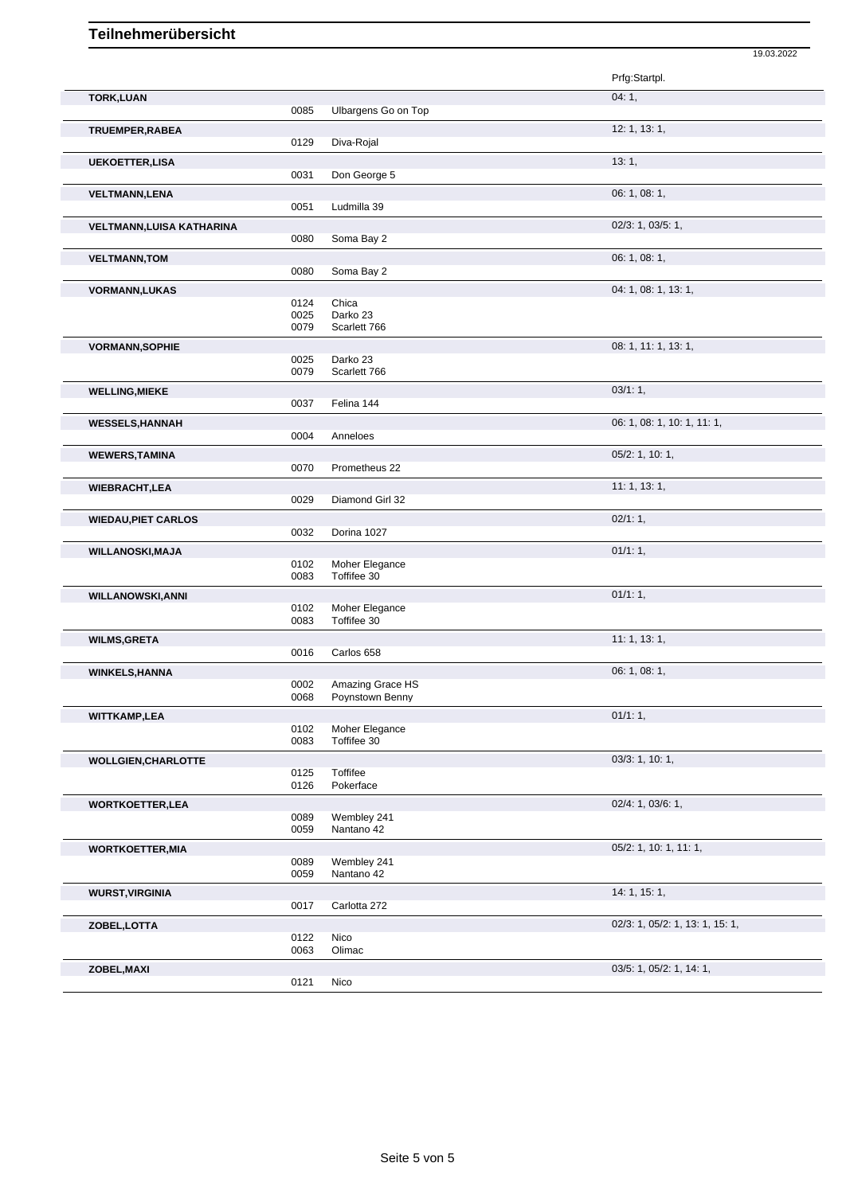# Teilnehmerübersicht

19.03.2022

| | | | Prfg:Startpl. |
|---|---|---|---|
| **TORK,LUAN** | | | 04: 1, |
| | 0085 | Ulbargens Go on Top | |
| **TRUEMPER,RABEA** | | | 12: 1, 13: 1, |
| | 0129 | Diva-Rojal | |
| **UEKOETTER,LISA** | | | 13: 1, |
| | 0031 | Don George 5 | |
| **VELTMANN,LENA** | | | 06: 1, 08: 1, |
| | 0051 | Ludmilla 39 | |
| **VELTMANN,LUISA KATHARINA** | | | 02/3: 1, 03/5: 1, |
| | 0080 | Soma Bay 2 | |
| **VELTMANN,TOM** | | | 06: 1, 08: 1, |
| | 0080 | Soma Bay 2 | |
| **VORMANN,LUKAS** | | | 04: 1, 08: 1, 13: 1, |
| | 0124 | Chica | |
| | 0025 | Darko 23 | |
| | 0079 | Scarlett 766 | |
| **VORMANN,SOPHIE** | | | 08: 1, 11: 1, 13: 1, |
| | 0025 | Darko 23 | |
| | 0079 | Scarlett 766 | |
| **WELLING,MIEKE** | | | 03/1: 1, |
| | 0037 | Felina 144 | |
| **WESSELS,HANNAH** | | | 06: 1, 08: 1, 10: 1, 11: 1, |
| | 0004 | Anneloes | |
| **WEWERS,TAMINA** | | | 05/2: 1, 10: 1, |
| | 0070 | Prometheus 22 | |
| **WIEBRACHT,LEA** | | | 11: 1, 13: 1, |
| | 0029 | Diamond Girl 32 | |
| **WIEDAU,PIET CARLOS** | | | 02/1: 1, |
| | 0032 | Dorina 1027 | |
| **WILLANOSKI,MAJA** | | | 01/1: 1, |
| | 0102 | Moher Elegance | |
| | 0083 | Toffifee 30 | |
| **WILLANOWSKI,ANNI** | | | 01/1: 1, |
| | 0102 | Moher Elegance | |
| | 0083 | Toffifee 30 | |
| **WILMS,GRETA** | | | 11: 1, 13: 1, |
| | 0016 | Carlos 658 | |
| **WINKELS,HANNA** | | | 06: 1, 08: 1, |
| | 0002 | Amazing Grace HS | |
| | 0068 | Poynstown Benny | |
| **WITTKAMP,LEA** | | | 01/1: 1, |
| | 0102 | Moher Elegance | |
| | 0083 | Toffifee 30 | |
| **WOLLGIEN,CHARLOTTE** | | | 03/3: 1, 10: 1, |
| | 0125 | Toffifee | |
| | 0126 | Pokerface | |
| **WORTKOETTER,LEA** | | | 02/4: 1, 03/6: 1, |
| | 0089 | Wembley 241 | |
| | 0059 | Nantano 42 | |
| **WORTKOETTER,MIA** | | | 05/2: 1, 10: 1, 11: 1, |
| | 0089 | Wembley 241 | |
| | 0059 | Nantano 42 | |
| **WURST,VIRGINIA** | | | 14: 1, 15: 1, |
| | 0017 | Carlotta 272 | |
| **ZOBEL,LOTTA** | | | 02/3: 1, 05/2: 1, 13: 1, 15: 1, |
| | 0122 | Nico | |
| | 0063 | Olimac | |
| **ZOBEL,MAXI** | | | 03/5: 1, 05/2: 1, 14: 1, |
| | 0121 | Nico | |